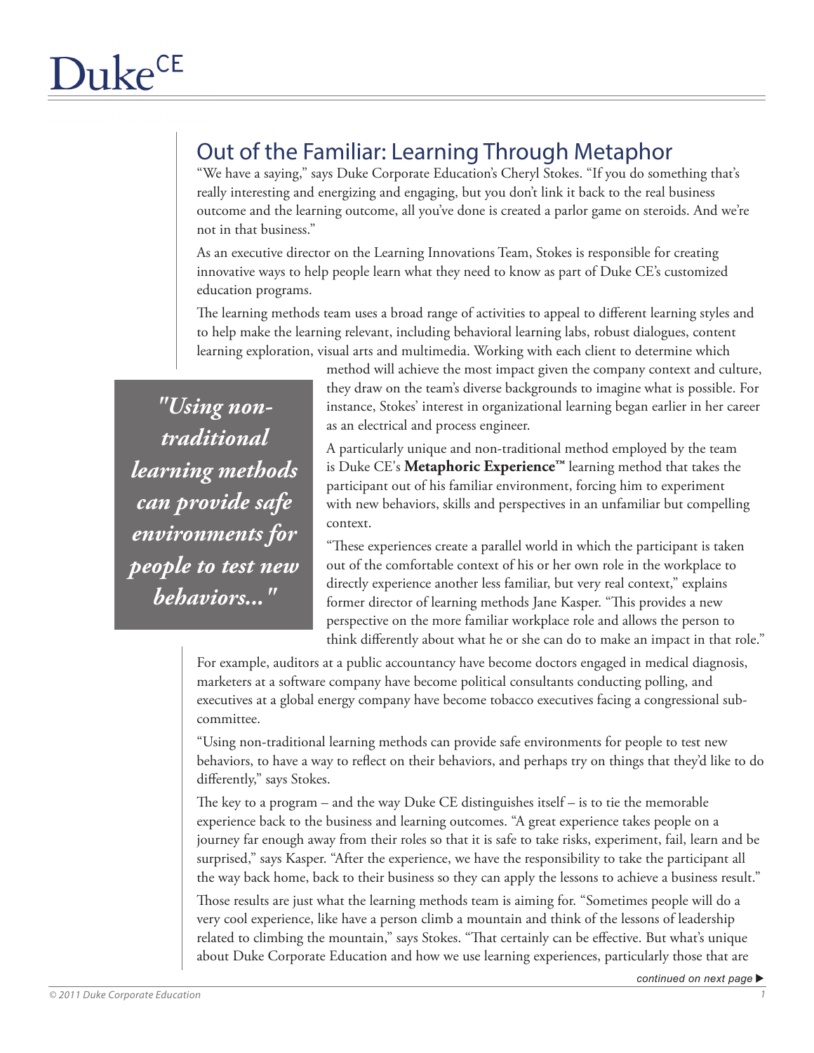# Out of the Familiar: Learning Through Metaphor

"We have a saying," says Duke Corporate Education's Cheryl Stokes. "If you do something that's really interesting and energizing and engaging, but you don't link it back to the real business outcome and the learning outcome, all you've done is created a parlor game on steroids. And we're not in that business."

As an executive director on the Learning Innovations Team, Stokes is responsible for creating innovative ways to help people learn what they need to know as part of Duke CE's customized education programs.

The learning methods team uses a broad range of activities to appeal to different learning styles and to help make the learning relevant, including behavioral learning labs, robust dialogues, content learning exploration, visual arts and multimedia. Working with each client to determine which method will achieve the most impact given the company context and culture, they draw on the team's diverse backgrounds to imagine what is possible. For instance, Stokes' interest in organizational learning began earlier in her career as an electrical and process engineer.

> ***"Using non-traditional learning methods can provide safe environments for people to test new behaviors..."***

A particularly unique and non-traditional method employed by the team is Duke CE's **Metaphoric Experience™** learning method that takes the participant out of his familiar environment, forcing him to experiment with new behaviors, skills and perspectives in an unfamiliar but compelling context.

"These experiences create a parallel world in which the participant is taken out of the comfortable context of his or her own role in the workplace to directly experience another less familiar, but very real context," explains former director of learning methods Jane Kasper. "This provides a new perspective on the more familiar workplace role and allows the person to think differently about what he or she can do to make an impact in that role."

For example, auditors at a public accountancy have become doctors engaged in medical diagnosis, marketers at a software company have become political consultants conducting polling, and executives at a global energy company have become tobacco executives facing a congressional sub-committee.

"Using non-traditional learning methods can provide safe environments for people to test new behaviors, to have a way to reflect on their behaviors, and perhaps try on things that they'd like to do differently," says Stokes.

The key to a program – and the way Duke CE distinguishes itself – is to tie the memorable experience back to the business and learning outcomes. "A great experience takes people on a journey far enough away from their roles so that it is safe to take risks, experiment, fail, learn and be surprised," says Kasper. "After the experience, we have the responsibility to take the participant all the way back home, back to their business so they can apply the lessons to achieve a business result."

Those results are just what the learning methods team is aiming for. "Sometimes people will do a very cool experience, like have a person climb a mountain and think of the lessons of leadership related to climbing the mountain," says Stokes. "That certainly can be effective. But what's unique about Duke Corporate Education and how we use learning experiences, particularly those that are

*continued on next page ▶*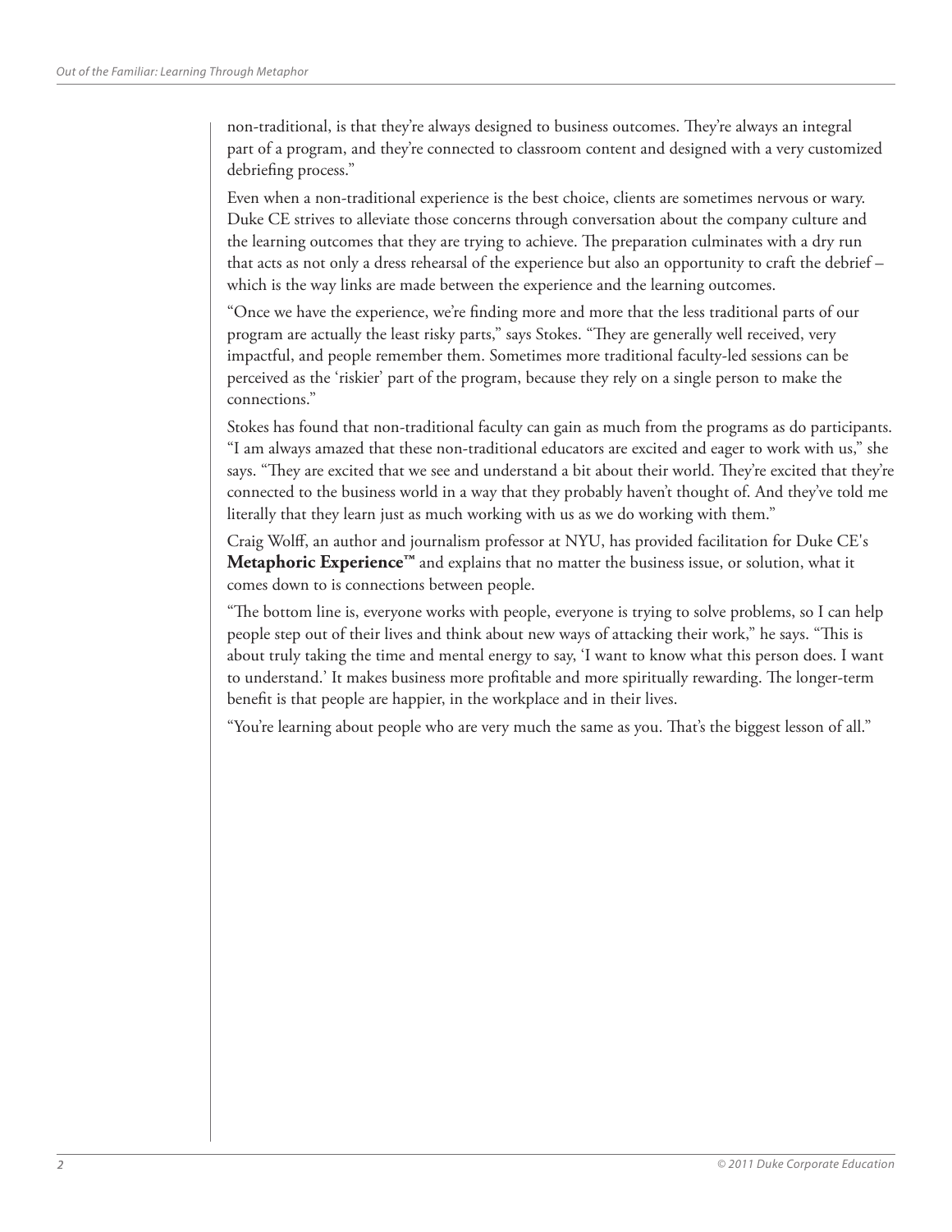non-traditional, is that they're always designed to business outcomes. They're always an integral part of a program, and they're connected to classroom content and designed with a very customized debriefing process."

Even when a non-traditional experience is the best choice, clients are sometimes nervous or wary. Duke CE strives to alleviate those concerns through conversation about the company culture and the learning outcomes that they are trying to achieve. The preparation culminates with a dry run that acts as not only a dress rehearsal of the experience but also an opportunity to craft the debrief – which is the way links are made between the experience and the learning outcomes.

"Once we have the experience, we're finding more and more that the less traditional parts of our program are actually the least risky parts," says Stokes. "They are generally well received, very impactful, and people remember them. Sometimes more traditional faculty-led sessions can be perceived as the 'riskier' part of the program, because they rely on a single person to make the connections."

Stokes has found that non-traditional faculty can gain as much from the programs as do participants. "I am always amazed that these non-traditional educators are excited and eager to work with us," she says. "They are excited that we see and understand a bit about their world. They're excited that they're connected to the business world in a way that they probably haven't thought of. And they've told me literally that they learn just as much working with us as we do working with them."

Craig Wolff, an author and journalism professor at NYU, has provided facilitation for Duke CE's **Metaphoric Experience™** and explains that no matter the business issue, or solution, what it comes down to is connections between people.

"The bottom line is, everyone works with people, everyone is trying to solve problems, so I can help people step out of their lives and think about new ways of attacking their work," he says. "This is about truly taking the time and mental energy to say, 'I want to know what this person does. I want to understand.' It makes business more profitable and more spiritually rewarding. The longer-term benefit is that people are happier, in the workplace and in their lives.

"You're learning about people who are very much the same as you. That's the biggest lesson of all."